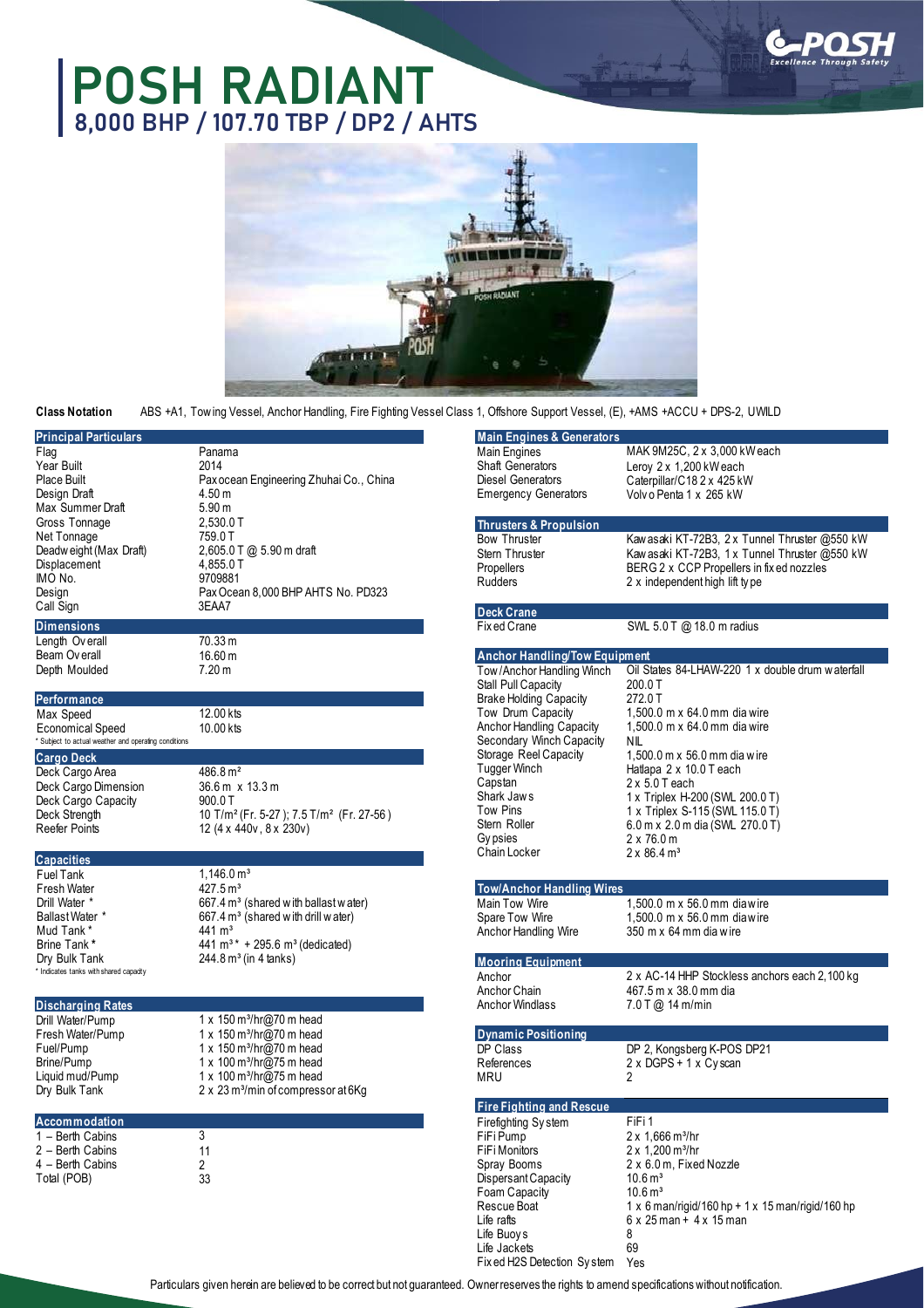# POSH RADIANT

## 8,000 BHP / 107.70 TBP / DP2 / AHTS

**Class Notation** ABS +A1, Towing Vessel, Anchor Handling, Fire Fighting Vessel Class 1, Offshore Support Vessel, (E), +AMS +ACCU + DPS-2, UWILD

### Principal Particulars

| | |
|---|---|
| Flag | Panama |
| Year Built | 2014 |
| Place Built | Paxocean Engineering Zhuhai Co., China |
| Design Draft | 4.50 m |
| Max Summer Draft | 5.90 m |
| Gross Tonnage | 2,530.0 T |
| Net Tonnage | 759.0 T |
| Deadweight (Max Draft) | 2,605.0 T @ 5.90 m draft |
| Displacement | 4,855.0 T |
| IMO No. | 9709881 |
| Design | PaxOcean 8,000 BHP AHTS No. PD323 |
| Call Sign | 3EAA7 |

### Dimensions

| | |
|---|---|
| Length Overall | 70.33 m |
| Beam Overall | 16.60 m |
| Depth Moulded | 7.20 m |

### Performance

| | |
|---|---|
| Max Speed | 12.00 kts |
| Economical Speed | 10.00 kts |

* Subject to actual weather and operating conditions

### Cargo Deck

| | |
|---|---|
| Deck Cargo Area | 486.8 m² |
| Deck Cargo Dimension | 36.6 m x 13.3 m |
| Deck Cargo Capacity | 900.0 T |
| Deck Strength | 10 T/m² (Fr. 5-27); 7.5 T/m² (Fr. 27-56) |
| Reefer Points | 12 (4 x 440v, 8 x 230v) |

### Capacities

| | |
|---|---|
| Fuel Tank | 1,146.0 m³ |
| Fresh Water | 427.5 m³ |
| Drill Water * | 667.4 m³ (shared with ballast water) |
| Ballast Water * | 667.4 m³ (shared with drill water) |
| Mud Tank * | 441 m³ |
| Brine Tank * | 441 m³ * + 295.6 m³ (dedicated) |
| Dry Bulk Tank | 244.8 m³ (in 4 tanks) |

* Indicates tanks with shared capacity

### Discharging Rates

| | |
|---|---|
| Drill Water/Pump | 1 x 150 m³/hr@70 m head |
| Fresh Water/Pump | 1 x 150 m³/hr@70 m head |
| Fuel/Pump | 1 x 150 m³/hr@70 m head |
| Brine/Pump | 1 x 100 m³/hr@75 m head |
| Liquid mud/Pump | 1 x 100 m³/hr@75 m head |
| Dry Bulk Tank | 2 x 23 m³/min of compressor at 6Kg |

### Accommodation

| | |
|---|---|
| 1 – Berth Cabins | 3 |
| 2 – Berth Cabins | 11 |
| 4 – Berth Cabins | 2 |
| Total (POB) | 33 |

### Main Engines & Generators

| | |
|---|---|
| Main Engines | MAK 9M25C, 2 x 3,000 kW each |
| Shaft Generators | Leroy 2 x 1,200 kW each |
| Diesel Generators | Caterpillar/C18 2 x 425 kW |
| Emergency Generators | Volvo Penta 1 x 265 kW |

### Thrusters & Propulsion

| | |
|---|---|
| Bow Thruster | Kawasaki KT-72B3, 2 x Tunnel Thruster @550 kW |
| Stern Thruster | Kawasaki KT-72B3, 1 x Tunnel Thruster @550 kW |
| Propellers | BERG 2 x CCP Propellers in fixed nozzles |
| Rudders | 2 x independent high lift type |

### Deck Crane

| | |
|---|---|
| Fixed Crane | SWL 5.0 T @ 18.0 m radius |

### Anchor Handling/Tow Equipment

| | |
|---|---|
| Tow/Anchor Handling Winch | Oil States 84-LHAW-220 1 x double drum waterfall |
| Stall Pull Capacity | 200.0 T |
| Brake Holding Capacity | 272.0 T |
| Tow Drum Capacity | 1,500.0 m x 64.0 mm dia wire |
| Anchor Handling Capacity | 1,500.0 m x 64.0 mm dia wire |
| Secondary Winch Capacity | NIL |
| Storage Reel Capacity | 1,500.0 m x 56.0 mm dia wire |
| Tugger Winch | Hatlapa 2 x 10.0 T each |
| Capstan | 2 x 5.0 T each |
| Shark Jaws | 1 x Triplex H-200 (SWL 200.0 T) |
| Tow Pins | 1 x Triplex S-115 (SWL 115.0 T) |
| Stern Roller | 6.0 m x 2.0 m dia (SWL 270.0 T) |
| Gypsies | 2 x 76.0 m |
| Chain Locker | 2 x 86.4 m³ |

### Tow/Anchor Handling Wires

| | |
|---|---|
| Main Tow Wire | 1,500.0 m x 56.0 mm dia wire |
| Spare Tow Wire | 1,500.0 m x 56.0 mm dia wire |
| Anchor Handling Wire | 350 m x 64 mm dia wire |

### Mooring Equipment

| | |
|---|---|
| Anchor | 2 x AC-14 HHP Stockless anchors each 2,100 kg |
| Anchor Chain | 467.5 m x 38.0 mm dia |
| Anchor Windlass | 7.0 T @ 14 m/min |

### Dynamic Positioning

| | |
|---|---|
| DP Class | DP 2, Kongsberg K-POS DP21 |
| References | 2 x DGPS + 1 x Cyscan |
| MRU | 2 |

### Fire Fighting and Rescue

| | |
|---|---|
| Firefighting System | FiFi 1 |
| FiFi Pump | 2 x 1,666 m³/hr |
| FiFi Monitors | 2 x 1,200 m³/hr |
| Spray Booms | 2 x 6.0 m, Fixed Nozzle |
| Dispersant Capacity | 10.6 m³ |
| Foam Capacity | 10.6 m³ |
| Rescue Boat | 1 x 6 man/rigid/160 hp + 1 x 15 man/rigid/160 hp |
| Life rafts | 6 x 25 man + 4 x 15 man |
| Life Buoys | 8 |
| Life Jackets | 69 |
| Fixed H2S Detection System | Yes |

Particulars given herein are believed to be correct but not guaranteed. Owner reserves the rights to amend specifications without notification.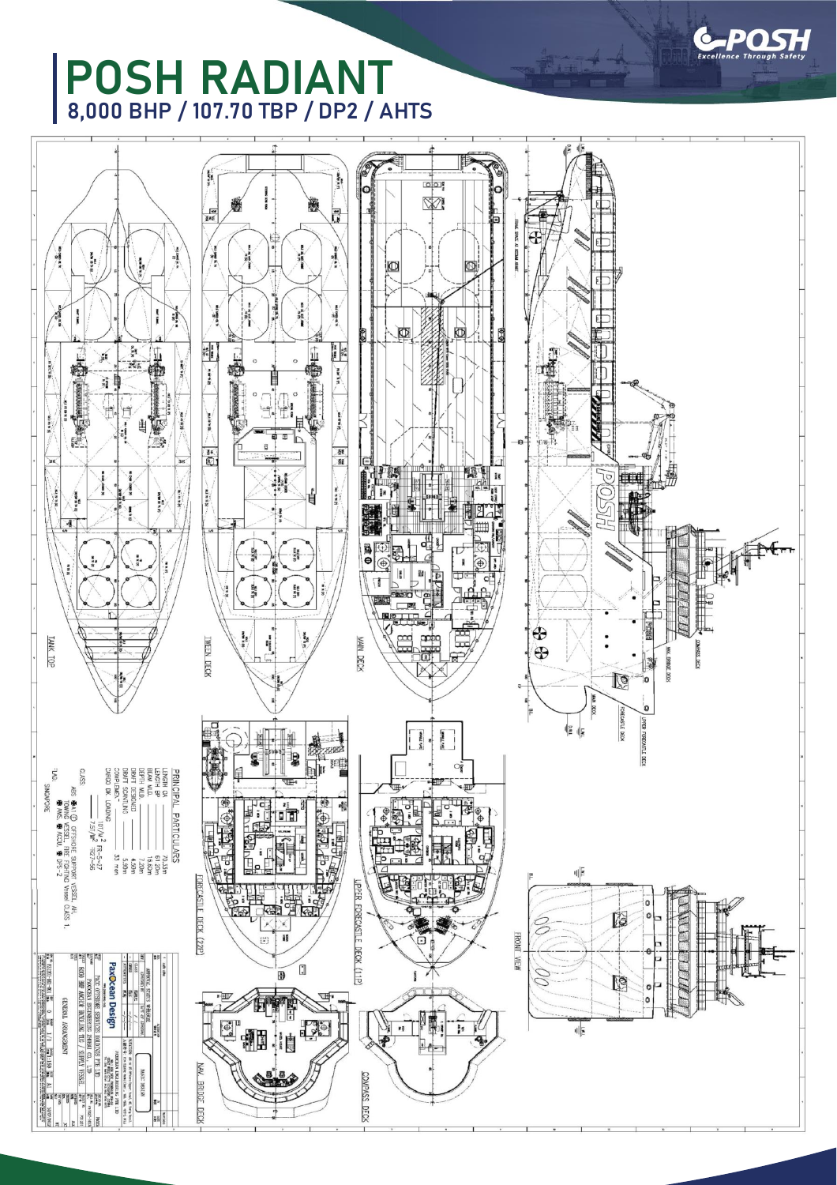# POSH RADIANT

## 8,000 BHP / 107.70 TBP / DP2 / AHTS

TANK TOP

TWEEN DECK

MAIN DECK

FORECASTLE DECK (22P)

UPPER FORECASTLE DECK (11P)

NAV. BRIDGE DECK

COMPASS DECK

FRONT VIEW

PRINCIPAL PARTICULARS

LENGTH OA ——— 70.15m

LENGTH BP ——— 61.20m

BEAM MLD. ——— 18.60m

DEPTH MLD. ——— 7.20m

DRAFT DESIGNED ——— 4.90m

DRAFT SCANTLING ——— 5.90m

COMPLEMENT ——— 33 men

CARGO DK. LOADING ——— 10T/M² FR.5~47
7.5T/M² FR.27~56

CLASS:
ABS ✠A1 Ⓔ OFFSHORE SUPPORT VESSEL, AH, TOWING VESSEL, FIRE FIGHTING Vessel CLASS 1, ✠AMS, ✠ACCU, ✠DPS-2

FLAG:
SINGAPORE

PaxOcean Design

GENERAL ARRANGEMENT